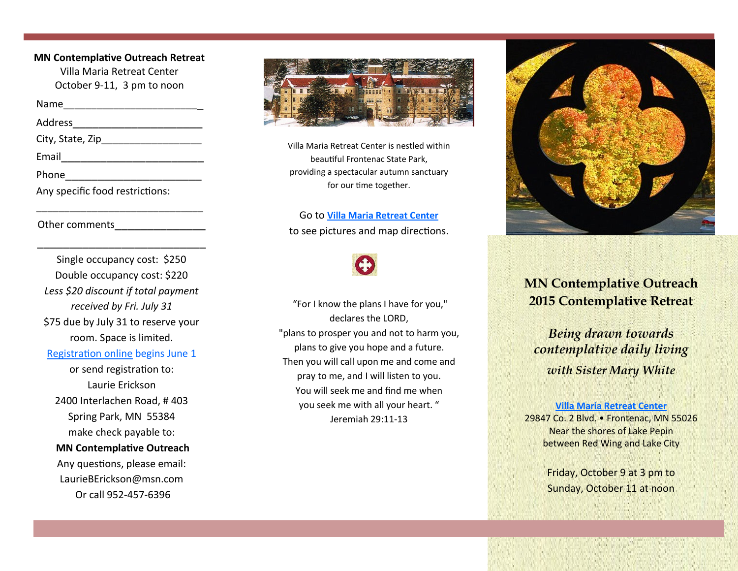**MN Contemplative Outreach Retreat**
Villa Maria Retreat Center
October 9-11, 3 pm to noon

Name___________________________

Address________________________

City, State, Zip__________________

Email__________________________

Phone__________________________

Any specific food restrictions:

_______________________________

Other comments_________________

_______________________________

Single occupancy cost: $250
Double occupancy cost: $220
*Less $20 discount if total payment received by Fri. July 31*
$75 due by July 31 to reserve your room. Space is limited.
Registration online begins June 1
or send registration to:
Laurie Erickson
2400 Interlachen Road, # 403
Spring Park, MN 55384
make check payable to:
**MN Contemplative Outreach**
Any questions, please email:
LaurieBErickson@msn.com
Or call 952-457-6396

Villa Maria Retreat Center is nestled within beautiful Frontenac State Park, providing a spectacular autumn sanctuary for our time together.

Go to **Villa Maria Retreat Center** to see pictures and map directions.

"For I know the plans I have for you,"
declares the LORD,
"plans to prosper you and not to harm you,
plans to give you hope and a future.
Then you will call upon me and come and
pray to me, and I will listen to you.
You will seek me and find me when
you seek me with all your heart. "
Jeremiah 29:11-13

# MN Contemplative Outreach 2015 Contemplative Retreat

### *Being drawn towards contemplative daily living*

### *with Sister Mary White*

**Villa Maria Retreat Center**
29847 Co. 2 Blvd. • Frontenac, MN 55026
Near the shores of Lake Pepin
between Red Wing and Lake City

Friday, October 9 at 3 pm to
Sunday, October 11 at noon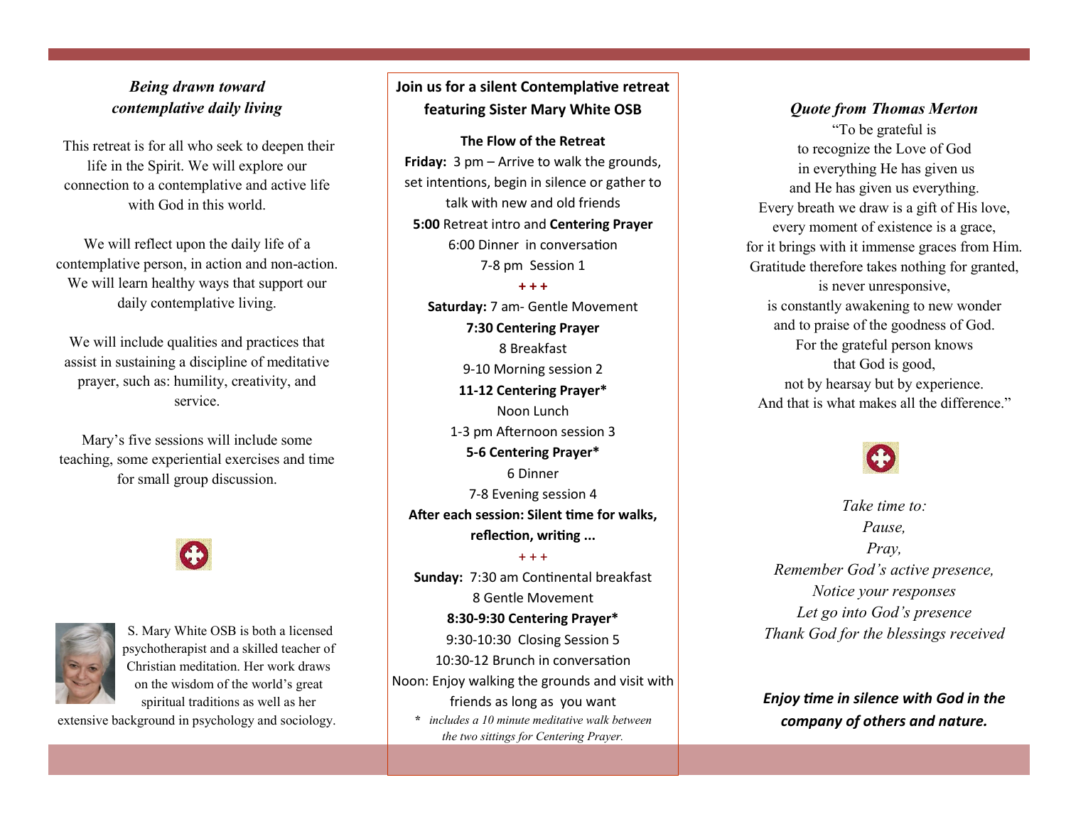## *Being drawn toward contemplative daily living*

This retreat is for all who seek to deepen their life in the Spirit. We will explore our connection to a contemplative and active life with God in this world.

We will reflect upon the daily life of a contemplative person, in action and non-action. We will learn healthy ways that support our daily contemplative living.

We will include qualities and practices that assist in sustaining a discipline of meditative prayer, such as: humility, creativity, and service.

Mary's five sessions will include some teaching, some experiential exercises and time for small group discussion.

S. Mary White OSB is both a licensed psychotherapist and a skilled teacher of Christian meditation. Her work draws on the wisdom of the world's great spiritual traditions as well as her extensive background in psychology and sociology.

## Join us for a silent Contemplative retreat featuring Sister Mary White OSB

**The Flow of the Retreat**

**Friday:** 3 pm – Arrive to walk the grounds, set intentions, begin in silence or gather to talk with new and old friends

**5:00** Retreat intro and **Centering Prayer**

6:00 Dinner in conversation

7-8 pm Session 1

+ + +

**Saturday:** 7 am- Gentle Movement

**7:30 Centering Prayer**

8 Breakfast

9-10 Morning session 2

**11-12 Centering Prayer***

Noon Lunch

1-3 pm Afternoon session 3

**5-6 Centering Prayer***

6 Dinner

7-8 Evening session 4

**After each session: Silent time for walks, reflection, writing ...**

+ + +

**Sunday:** 7:30 am Continental breakfast

8 Gentle Movement

**8:30-9:30 Centering Prayer***

9:30-10:30 Closing Session 5

10:30-12 Brunch in conversation

Noon: Enjoy walking the grounds and visit with friends as long as you want

\* *includes a 10 minute meditative walk between the two sittings for Centering Prayer.*

## *Quote from Thomas Merton*

"To be grateful is
to recognize the Love of God
in everything He has given us
and He has given us everything.
Every breath we draw is a gift of His love,
every moment of existence is a grace,
for it brings with it immense graces from Him.
Gratitude therefore takes nothing for granted,
is never unresponsive,
is constantly awakening to new wonder
and to praise of the goodness of God.
For the grateful person knows
that God is good,
not by hearsay but by experience.
And that is what makes all the difference."

*Take time to:*
*Pause,*
*Pray,*
*Remember God's active presence,*
*Notice your responses*
*Let go into God's presence*
*Thank God for the blessings received*

***Enjoy time in silence with God in the company of others and nature.***